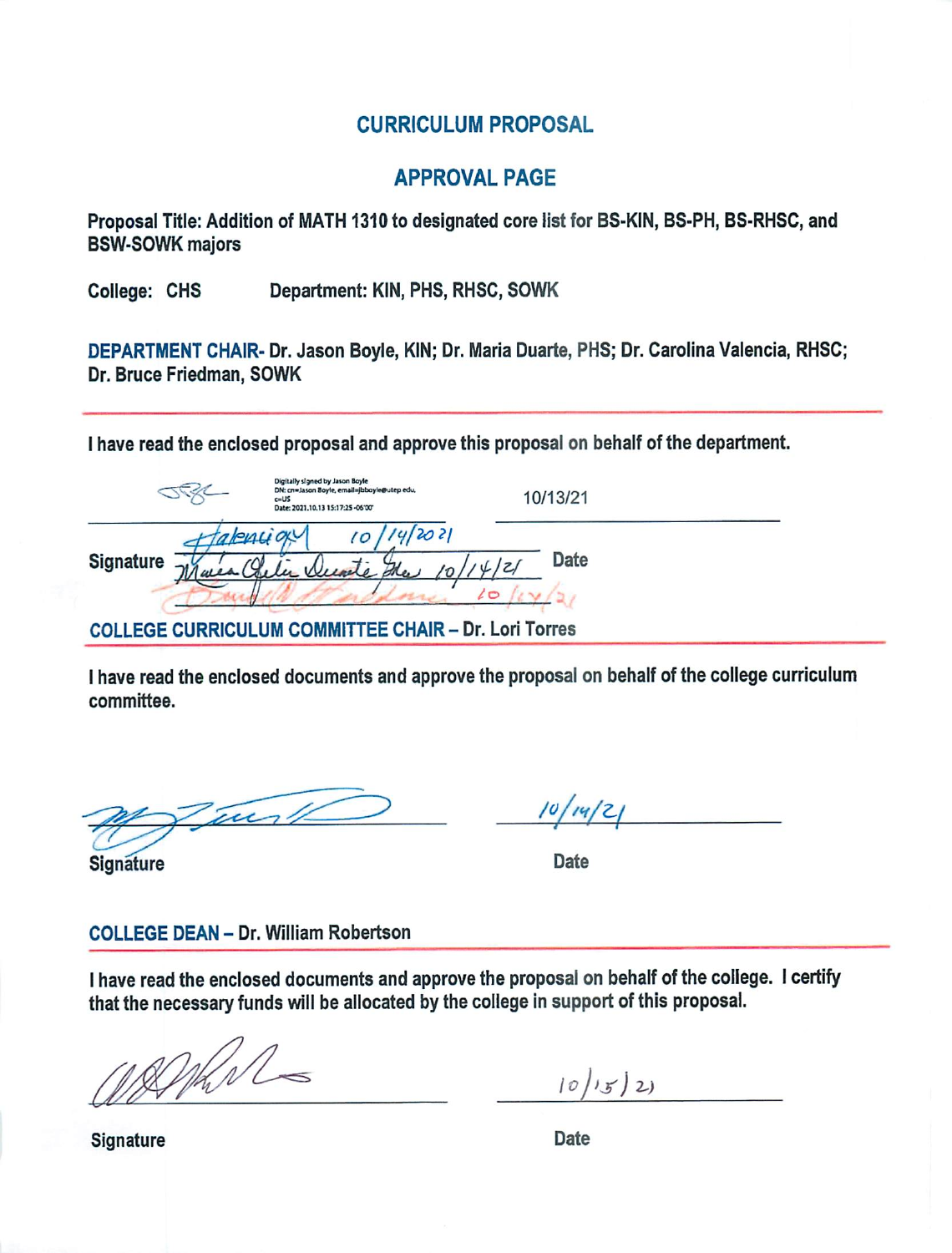# CURRICULUM PROPOSAL

## APPROVAL PAGE

**Proposal Title: Addition of MATH 1310 to designated core list for BS-KIN, BS-PH, BS-RHSC, and BSW-SOWK majors**

**College: CHS Department: KIN, PHS, RHSC, SOWK**

**DEPARTMENT CHAIR- Dr. Jason Boyle, KIN; Dr. Maria Duarte, PHS; Dr. Carolina Valencia, RHSC; Dr. Bruce Friedman, SOWK**

**I have read the enclosed proposal and approve this proposal on behalf of the department.**

Digitally signed by Jason Boyle
DN: cn=Jason Boyle, email=jbboyle@utep.edu, c=US
Date: 2021.10.13 15:17:25 -06'00'

10/13/21

10/14/2021

Maria Ofelia Duarte 10/14/21

10/14/21

**Signature** **Date**

**COLLEGE CURRICULUM COMMITTEE CHAIR – Dr. Lori Torres**

**I have read the enclosed documents and approve the proposal on behalf of the college curriculum committee.**

10/14/21

**Signature** **Date**

**COLLEGE DEAN – Dr. William Robertson**

**I have read the enclosed documents and approve the proposal on behalf of the college. I certify that the necessary funds will be allocated by the college in support of this proposal.**

10/15/21

**Signature** **Date**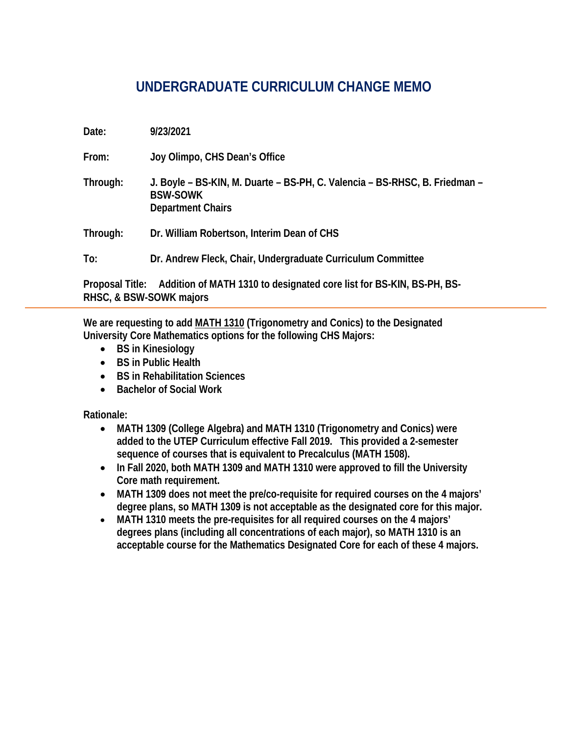# UNDERGRADUATE CURRICULUM CHANGE MEMO

**Date:** 9/23/2021

**From:** Joy Olimpo, CHS Dean's Office

**Through:** J. Boyle – BS-KIN, M. Duarte – BS-PH, C. Valencia – BS-RHSC, B. Friedman – BSW-SOWK
Department Chairs

**Through:** Dr. William Robertson, Interim Dean of CHS

**To:** Dr. Andrew Fleck, Chair, Undergraduate Curriculum Committee

**Proposal Title:** Addition of MATH 1310 to designated core list for BS-KIN, BS-PH, BS-RHSC, & BSW-SOWK majors

---

**We are requesting to add MATH 1310 (Trigonometry and Conics) to the Designated University Core Mathematics options for the following CHS Majors:**

- **BS in Kinesiology**
- **BS in Public Health**
- **BS in Rehabilitation Sciences**
- **Bachelor of Social Work**

**Rationale:**

- **MATH 1309 (College Algebra) and MATH 1310 (Trigonometry and Conics) were added to the UTEP Curriculum effective Fall 2019. This provided a 2-semester sequence of courses that is equivalent to Precalculus (MATH 1508).**
- **In Fall 2020, both MATH 1309 and MATH 1310 were approved to fill the University Core math requirement.**
- **MATH 1309 does not meet the pre/co-requisite for required courses on the 4 majors' degree plans, so MATH 1309 is not acceptable as the designated core for this major.**
- **MATH 1310 meets the pre-requisites for all required courses on the 4 majors' degrees plans (including all concentrations of each major), so MATH 1310 is an acceptable course for the Mathematics Designated Core for each of these 4 majors.**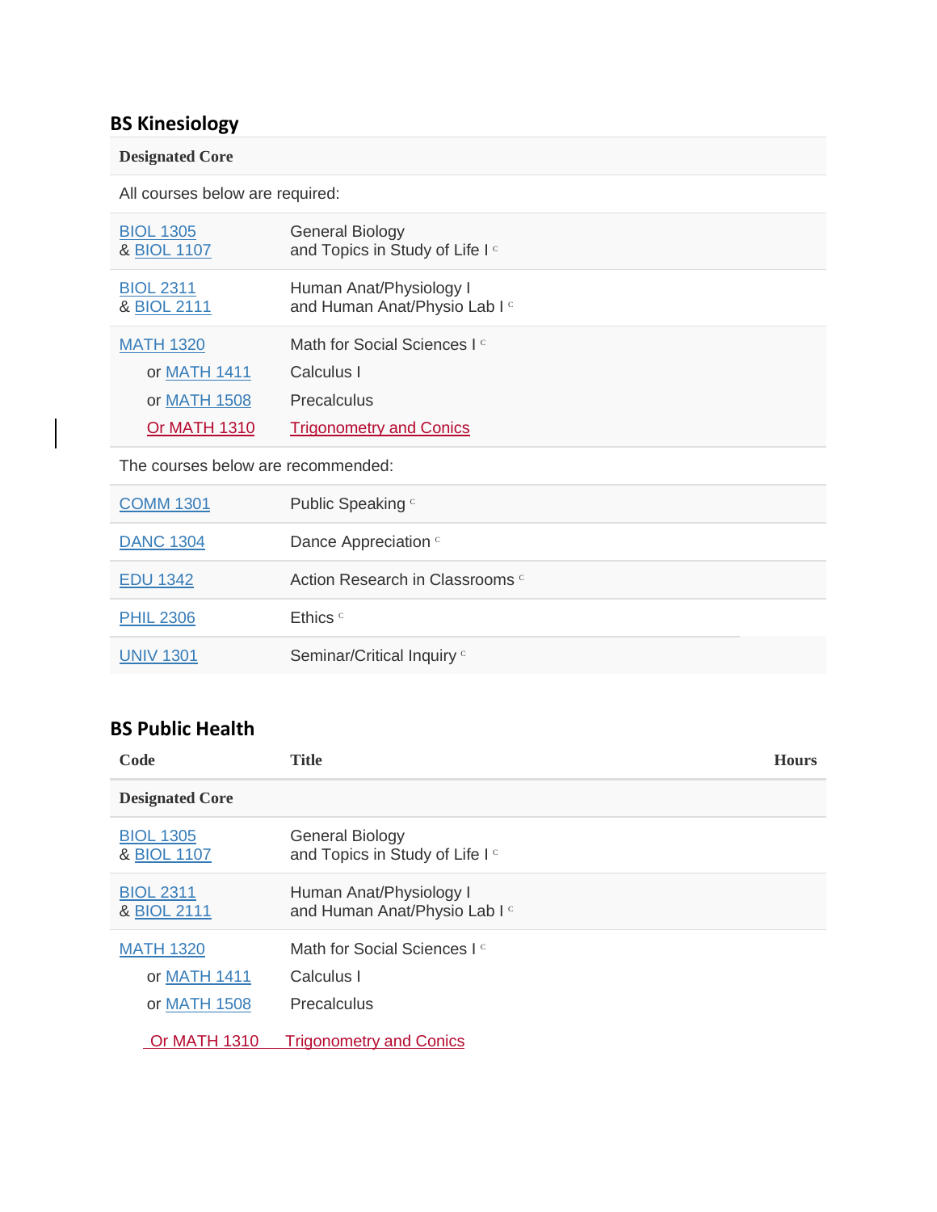## BS Kinesiology

| Designated Core | |
|---|---|
| All courses below are required: | |
| BIOL 1305<br>& BIOL 1107 | General Biology<br>and Topics in Study of Life I [c] |
| BIOL 2311<br>& BIOL 2111 | Human Anat/Physiology I<br>and Human Anat/Physio Lab I [c] |
| MATH 1320 | Math for Social Sciences I [c] |
| or MATH 1411 | Calculus I |
| or MATH 1508 | Precalculus |
| Or MATH 1310 | Trigonometry and Conics |
| The courses below are recommended: | |
| COMM 1301 | Public Speaking [c] |
| DANC 1304 | Dance Appreciation [c] |
| EDU 1342 | Action Research in Classrooms [c] |
| PHIL 2306 | Ethics [c] |
| UNIV 1301 | Seminar/Critical Inquiry [c] |

## BS Public Health

| Code | Title | Hours |
|---|---|---|
| **Designated Core** | | |
| BIOL 1305<br>& BIOL 1107 | General Biology<br>and Topics in Study of Life I [c] | |
| BIOL 2311<br>& BIOL 2111 | Human Anat/Physiology I<br>and Human Anat/Physio Lab I [c] | |
| MATH 1320 | Math for Social Sciences I [c] | |
| or MATH 1411 | Calculus I | |
| or MATH 1508 | Precalculus | |
| Or MATH 1310 | Trigonometry and Conics | |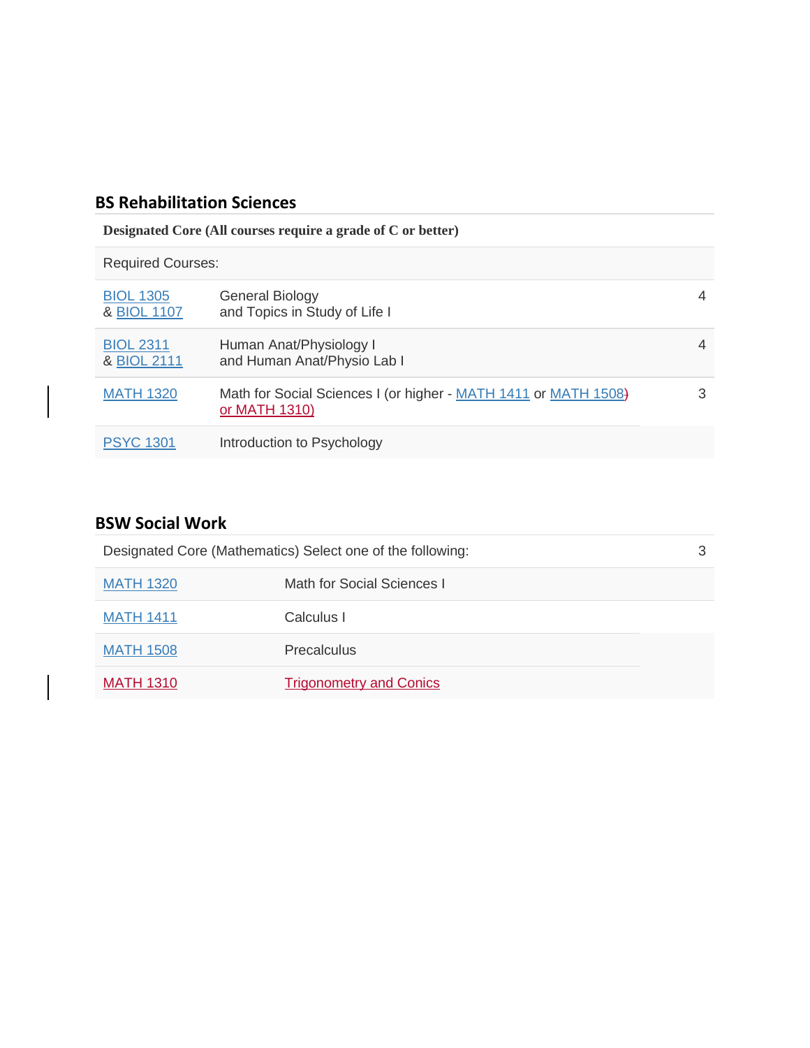## BS Rehabilitation Sciences

| | | |
|---|---|---|
| **Designated Core (All courses require a grade of C or better)** | | |
| Required Courses: | | |
| BIOL 1305<br>& BIOL 1107 | General Biology<br>and Topics in Study of Life I | 4 |
| BIOL 2311<br>& BIOL 2111 | Human Anat/Physiology I<br>and Human Anat/Physio Lab I | 4 |
| MATH 1320 | Math for Social Sciences I (or higher - MATH 1411 or MATH 1508) or MATH 1310) | 3 |
| PSYC 1301 | Introduction to Psychology | |

## BSW Social Work

| | | |
|---|---|---|
| Designated Core (Mathematics) Select one of the following: | | 3 |
| MATH 1320 | Math for Social Sciences I | |
| MATH 1411 | Calculus I | |
| MATH 1508 | Precalculus | |
| MATH 1310 | Trigonometry and Conics | |